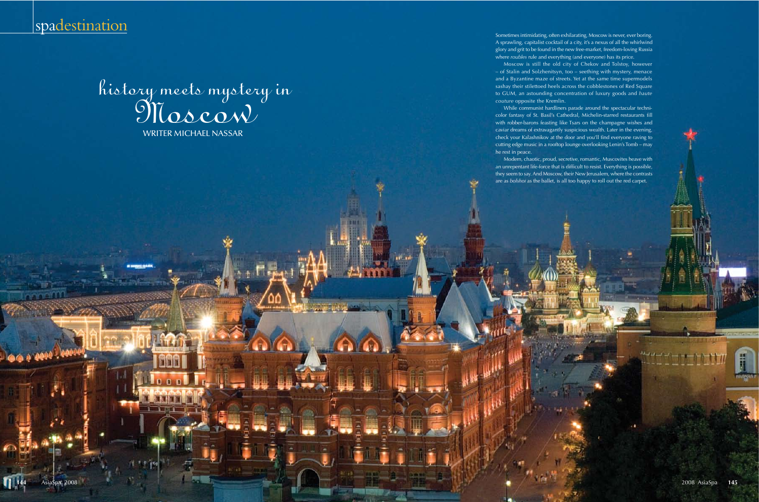spadestination

# history meets mystery in Moscow

WRITER MICHAEL NASSAR

Sometimes intimidating, often exhilarating, Moscow is never, ever boring. A sprawling, capitalist cocktail of a city, it's a nexus of all the whirlwind glory and grit to be found in the new free-market, freedom-loving Russia where *roubles* rule and everything (and everyone) has its price.

Moscow is still the old city of Chekov and Tolstoy, however – of Stalin and Solzhenitsyn, too – seething with mystery, menace and a Byzantine maze of streets. Yet at the same time supermodels sashay their stilettoed heels across the cobblestones of Red Square to GUM, an astounding concentration of luxury goods and *haute couture* opposite the Kremlin.

While communist hardliners parade around the spectacular technicolor fantasy of St. Basil's Cathedral, Michelin-starred restaurants fill with robber-barons feasting like Tsars on the champagne wishes and caviar dreams of extravagantly suspicious wealth. Later in the evening, check your Kalashnikov at the door and you'll find everyone raving to cutting edge music in a rooftop lounge overlooking Lenin's Tomb – may he rest in peace.

Modern, chaotic, proud, secretive, romantic, Muscovites heave with an unrepentant life-force that is difficult to resist. Everything is possible, they seem to say. And Moscow, their New Jerusalem, where the contrasts are as *bolshoi* as the ballet, is all too happy to roll out the red carpet.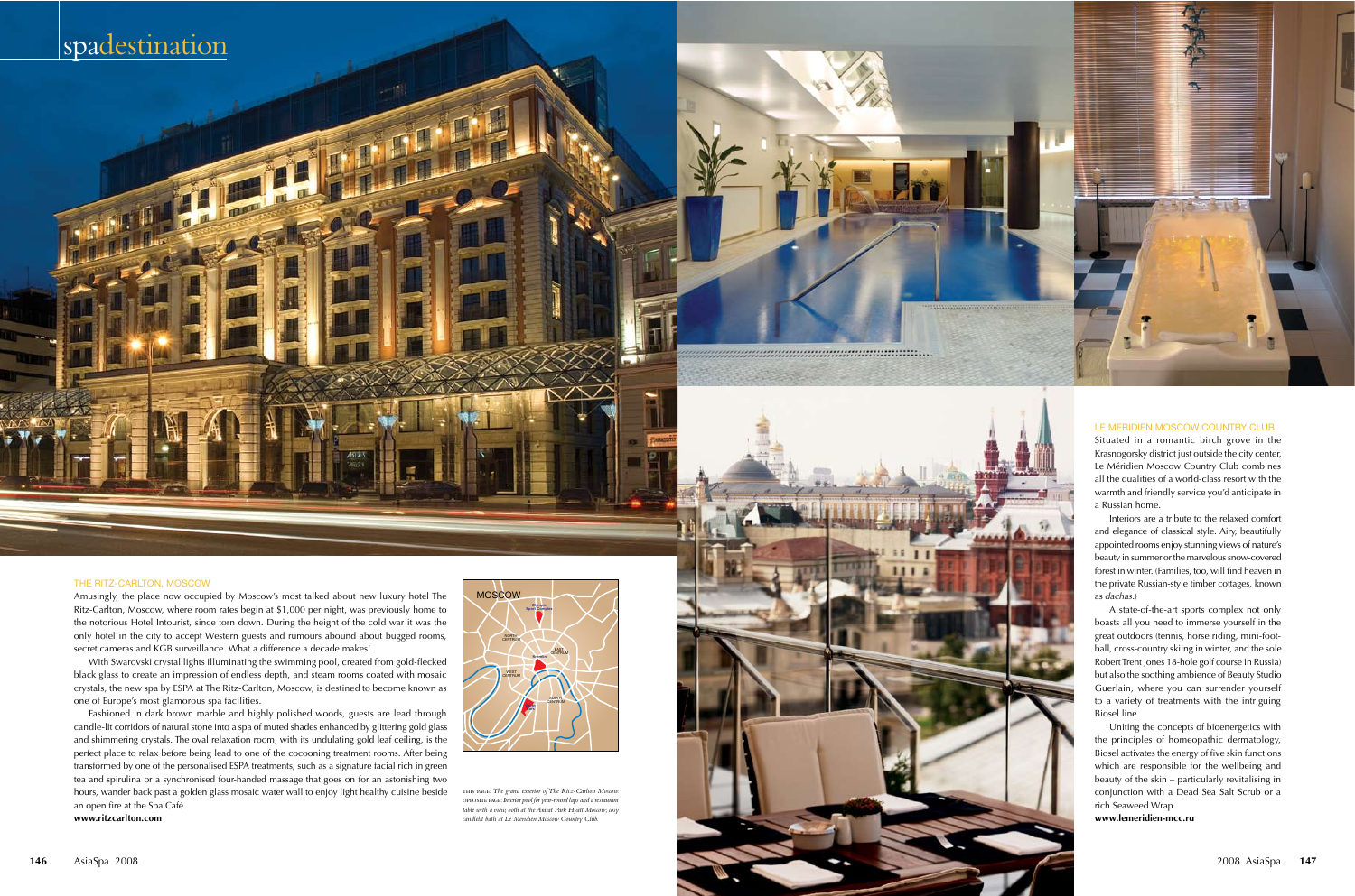# spadestination

## THE RITZ-CARLTON, MOSCOW

Amusingly, the place now occupied by Moscow's most talked about new luxury hotel The Ritz-Carlton, Moscow, where room rates begin at $1,000 per night, was previously home to the notorious Hotel Intourist, since torn down. During the height of the cold war it was the only hotel in the city to accept Western guests and rumours abound about bugged rooms, secret cameras and KGB surveillance. What a difference a decade makes!

With Swarovski crystal lights illuminating the swimming pool, created from gold-flecked black glass to create an impression of endless depth, and steam rooms coated with mosaic crystals, the new spa by ESPA at The Ritz-Carlton, Moscow, is destined to become known as one of Europe's most glamorous spa facilities.

Fashioned in dark brown marble and highly polished woods, guests are lead through candle-lit corridors of natural stone into a spa of muted shades enhanced by glittering gold glass and shimmering crystals. The oval relaxation room, with its undulating gold leaf ceiling, is the perfect place to relax before being lead to one of the cocooning treatment rooms. After being transformed by one of the personalised ESPA treatments, such as a signature facial rich in green tea and spirulina or a synchronised four-handed massage that goes on for an astonishing two hours, wander back past a golden glass mosaic water wall to enjoy light healthy cuisine beside an open fire at the Spa Café.

**www.ritzcarlton.com**

THIS PAGE: *The grand exterior of The Ritz-Carlton Moscow.* OPPOSITE PAGE: *Interior pool for year-round laps and a restaurant table with a view; both at the Ararat Park Hyatt Moscow; cosy candlelit bath at Le Meridien Moscow Country Club.*

## LE MERIDIEN MOSCOW COUNTRY CLUB

Situated in a romantic birch grove in the Krasnogorsky district just outside the city center, Le Méridien Moscow Country Club combines all the qualities of a world-class resort with the warmth and friendly service you'd anticipate in a Russian home.

Interiors are a tribute to the relaxed comfort and elegance of classical style. Airy, beautifully appointed rooms enjoy stunning views of nature's beauty in summer or the marvelous snow-covered forest in winter. (Families, too, will find heaven in the private Russian-style timber cottages, known as *dachas*.)

A state-of-the-art sports complex not only boasts all you need to immerse yourself in the great outdoors (tennis, horse riding, mini-football, cross-country skiing in winter, and the sole Robert Trent Jones 18-hole golf course in Russia) but also the soothing ambience of Beauty Studio Guerlain, where you can surrender yourself to a variety of treatments with the intriguing Biosel line.

Uniting the concepts of bioenergetics with the principles of homeopathic dermatology, Biosel activates the energy of five skin functions which are responsible for the wellbeing and beauty of the skin – particularly revitalising in conjunction with a Dead Sea Salt Scrub or a rich Seaweed Wrap.

**www.lemeridien-mcc.ru**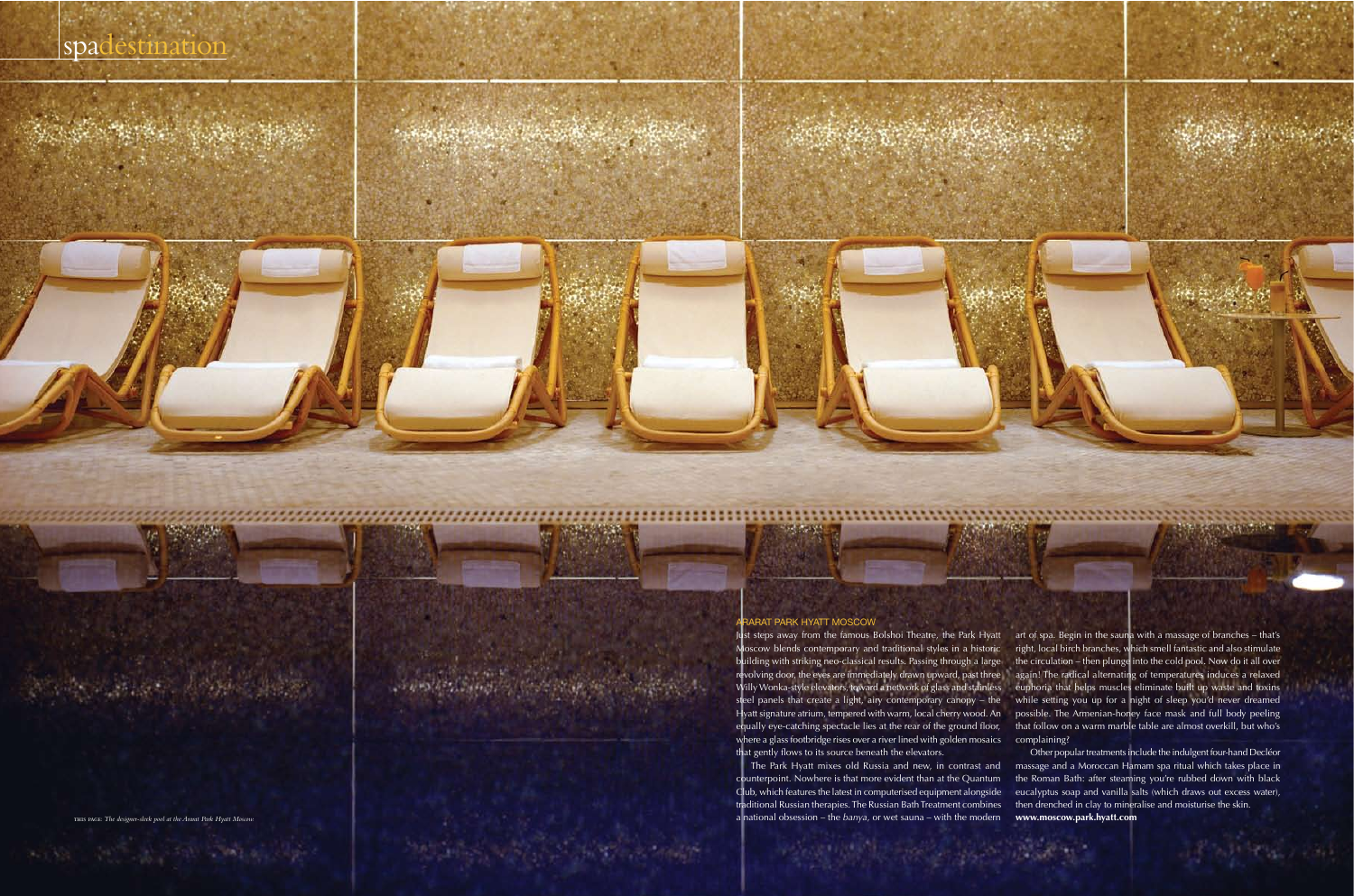## ARARAT PARK HYATT MOSCOW

Just steps away from the famous Bolshoi Theatre, the Park Hyatt Moscow blends contemporary and traditional styles in a historic building with striking neo-classical results. Passing through a large revolving door, the eyes are immediately drawn upward, past three Willy Wonka-style elevators, toward a network of glass and stainless steel panels that create a light, airy contemporary canopy – the Hyatt signature atrium, tempered with warm, local cherry wood. An equally eye-catching spectacle lies at the rear of the ground floor, where a glass footbridge rises over a river lined with golden mosaics that gently flows to its source beneath the elevators.

The Park Hyatt mixes old Russia and new, in contrast and counterpoint. Nowhere is that more evident than at the Quantum Club, which features the latest in computerised equipment alongside traditional Russian therapies. The Russian Bath Treatment combines a national obsession – the *banya*, or wet sauna – with the modern art of spa. Begin in the sauna with a massage of branches – that's right, local birch branches, which smell fantastic and also stimulate the circulation – then plunge into the cold pool. Now do it all over again! The radical alternating of temperatures induces a relaxed euphoria that helps muscles eliminate built up waste and toxins while setting you up for a night of sleep you'd never dreamed possible. The Armenian-honey face mask and full body peeling that follow on a warm marble table are almost overkill, but who's complaining?

Other popular treatments include the indulgent four-hand Decléor massage and a Moroccan Hamam spa ritual which takes place in the Roman Bath: after steaming you're rubbed down with black eucalyptus soap and vanilla salts (which draws out excess water), then drenched in clay to mineralise and moisturise the skin.
**www.moscow.park.hyatt.com**

THIS PAGE: *The designer-sleek pool at the Ararat Park Hyatt Moscow.*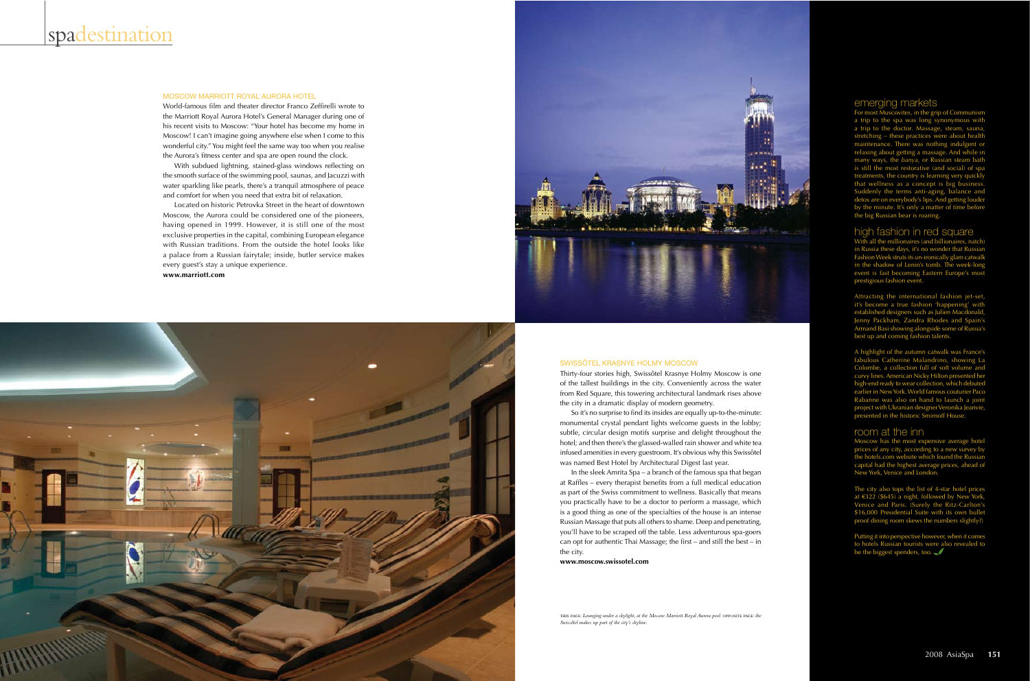# spadestination

## MOSCOW MARRIOTT ROYAL AURORA HOTEL

World-famous film and theater director Franco Zeffirelli wrote to the Marriott Royal Aurora Hotel's General Manager during one of his recent visits to Moscow: "Your hotel has become my home in Moscow! I can't imagine going anywhere else when I come to this wonderful city." You might feel the same way too when you realise the Aurora's fitness center and spa are open round the clock.

With subdued lightning, stained-glass windows reflecting on the smooth surface of the swimming pool, saunas, and Jacuzzi with water sparkling like pearls, there's a tranquil atmosphere of peace and comfort for when you need that extra bit of relaxation.

Located on historic Petrovka Street in the heart of downtown Moscow, the Aurora could be considered one of the pioneers, having opened in 1999. However, it is still one of the most exclusive properties in the capital, combining European elegance with Russian traditions. From the outside the hotel looks like a palace from a Russian fairytale; inside, butler service makes every guest's stay a unique experience.

**www.marriott.com**

## SWISSÔTEL KRASNYE HOLMY MOSCOW

Thirty-four stories high, Swissôtel Krasnye Holmy Moscow is one of the tallest buildings in the city. Conveniently across the water from Red Square, this towering architectural landmark rises above the city in a dramatic display of modern geometry.

So it's no surprise to find its insides are equally up-to-the-minute: monumental crystal pendant lights welcome guests in the lobby; subtle, circular design motifs surprise and delight throughout the hotel; and then there's the glassed-walled rain shower and white tea infused amenities in every guestroom. It's obvious why this Swissôtel was named Best Hotel by Architectural Digest last year.

In the sleek Amrita Spa – a branch of the famous spa that began at Raffles – every therapist benefits from a full medical education as part of the Swiss commitment to wellness. Basically that means you practically have to be a doctor to perform a massage, which is a good thing as one of the specialties of the house is an intense Russian Massage that puts all others to shame. Deep and penetrating, you'll have to be scraped off the table. Less adventurous spa-goers can opt for authentic Thai Massage; the first – and still the best – in the city.

**www.moscow.swissotel.com**

THIS PAGE: *Lounging under a skylight, at the Moscow Marriott Royal Aurora pool.* OPPOSITE PAGE: *the Swissôtel makes up part of the city's skyline.*

## emerging markets

For most Muscovites, in the grip of Communism a trip to the spa was long synonymous with a trip to the doctor. Massage, steam, sauna, stretching – these practices were about health maintenance. There was nothing indulgent or relaxing about getting a massage. And while in many ways, the *banya*, or Russian steam bath is still the most restorative (and social) of spa treatments, the country is learning very quickly that wellness as a concept is big business. Suddenly the terms anti-aging, balance and detox are on everybody's lips. And getting louder by the minute. It's only a matter of time before the big Russian bear is roaring.

## high fashion in red square

With all the millionaires (and billionaires, natch) in Russia these days, it's no wonder that Russian Fashion Week struts its un-ironically glam catwalk in the shadow of Lenin's tomb. The week-long event is fast becoming Eastern Europe's most prestigious fashion event.

Attracting the international fashion jet-set, it's become a true fashion 'happening' with established designers such as Julien Macdonald, Jenny Packham, Zandra Rhodes and Spain's Armand Basi showing alongside some of Russia's best up and coming fashion talents.

A highlight of the autumn catwalk was France's fabulous Catherine Malandrino, showing La Colombe, a collection full of soft volume and curvy lines. American Nicky Hilton presented her high-end ready to wear collection, which debuted earlier in New York. World famous couturier Paco Rabanne was also on hand to launch a joint project with Ukranian designer Veronika Jeanvie, presented in the historic Smirnoff House.

## room at the inn

Moscow has the most expensive average hotel prices of any city, according to a new survey by the hotels.com website which found the Russian capital had the highest average prices, ahead of New York, Venice and London.

The city also tops the list of 4-star hotel prices at €322 ($645) a night, followed by New York, Venice and Paris. (Surely the Ritz-Carlton's $16,000 Presidential Suite with its own bullet proof dining room skews the numbers slightly?)

Putting it into perspective however, when it comes to hotels Russian tourists were also revealed to be the biggest spenders, too.